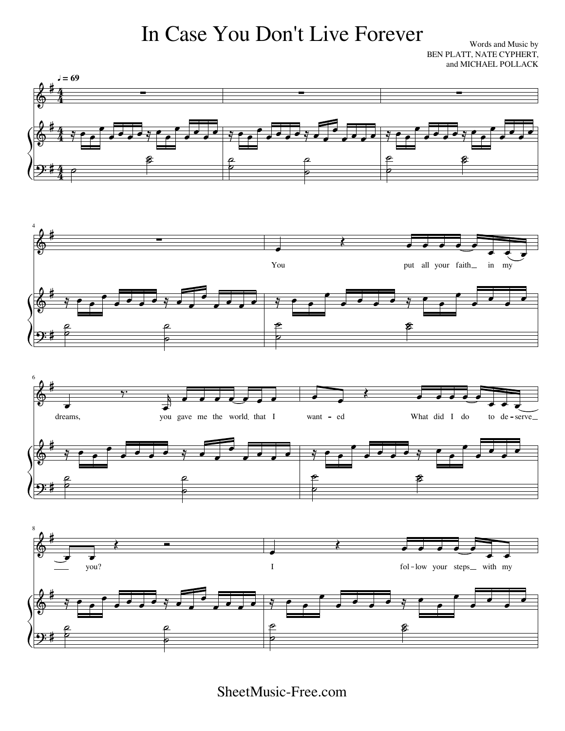# In Case You Don't Live Forever

Words and Music by
BEN PLATT, NATE CYPHERT,
and MICHAEL POLLACK

♩ = 69

You put all your faith in my dreams, you gave me the world that I want - ed What did I do to de - serve you?

I fol - low your steps with my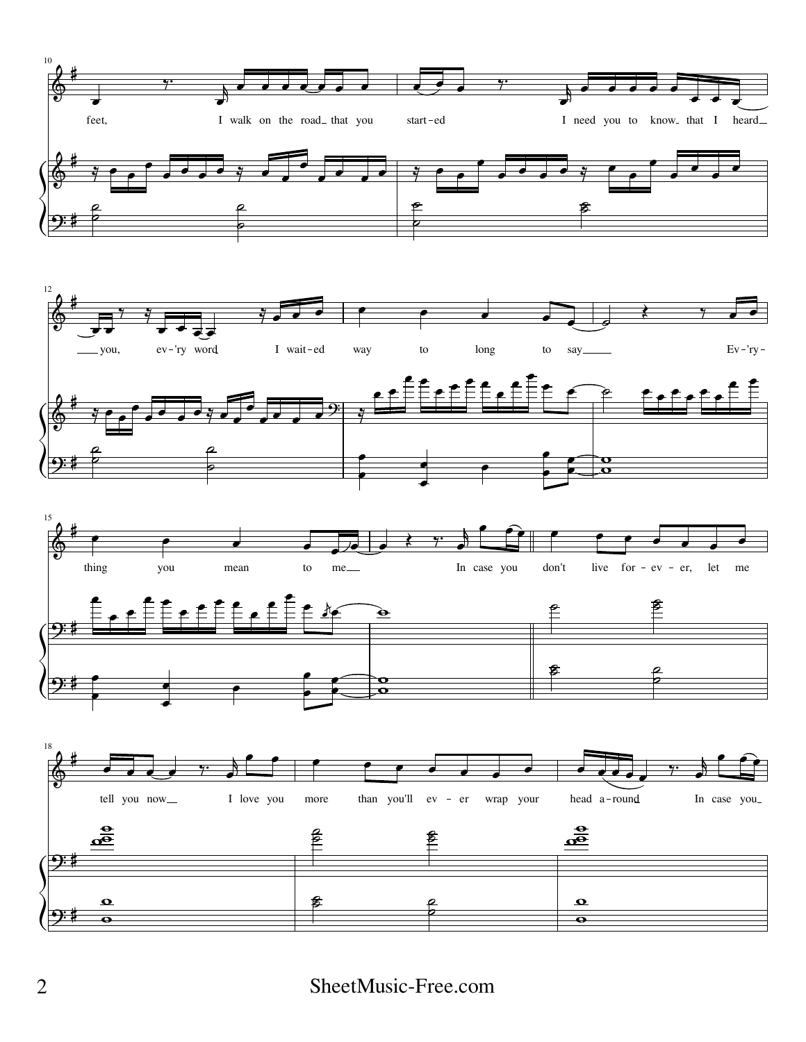feet, I walk on the road that you start-ed I need you to know that I heard you, ev-'ry word I wait-ed way to long to say Ev-'ry-thing you mean to me In case you don't live for-ev-er, let me tell you now I love you more than you'll ev-er wrap your head a-round In case you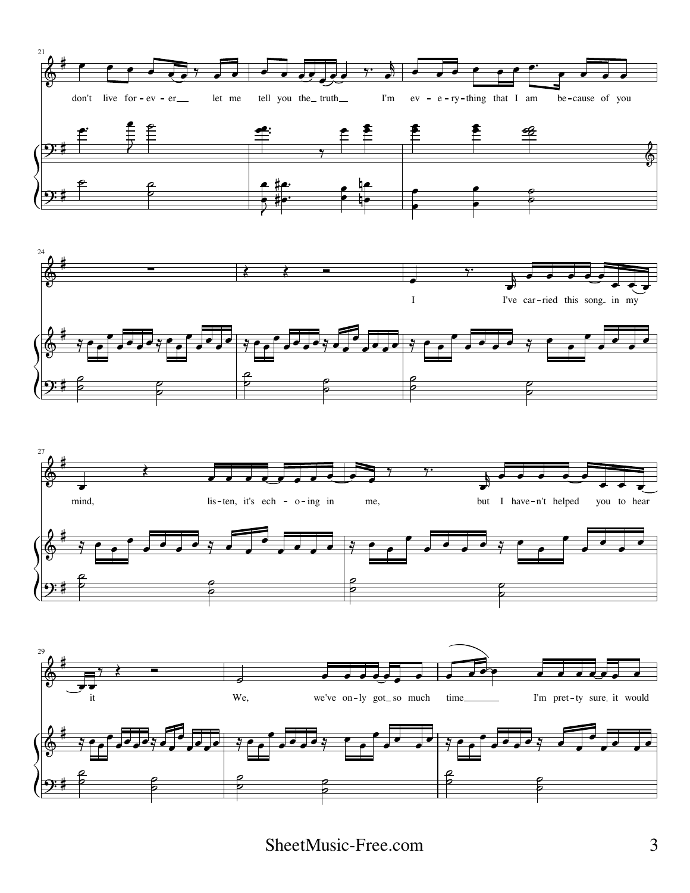don't live for-ev-er let me tell you the truth I'm ev-e-ry-thing that I am be-cause of you

I I've car-ried this song in my

mind, lis-ten, it's ech-o-ing in me, but I have-n't helped you to hear

it We, we've on-ly got so much time I'm pret-ty sure it would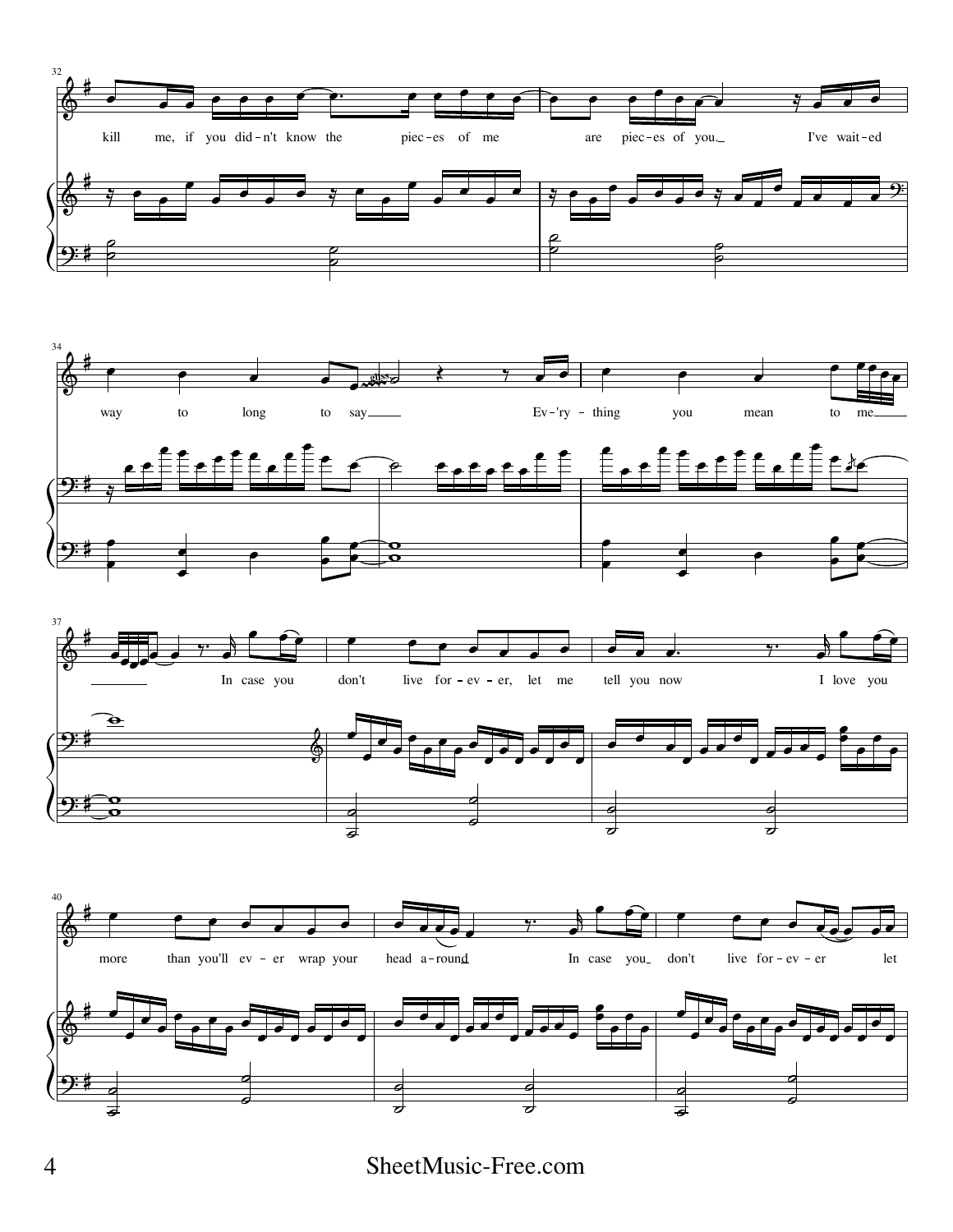32

kill me, if you did - n't know the piec - es of me are piec - es of you._ I've wait - ed

34

way to long to say___ Ev - 'ry - thing you mean to me___

37

In case you don't live for - ev - er, let me tell you now I love you

40

more than you'll ev - er wrap your head a - round In case you_ don't live for - ev - er let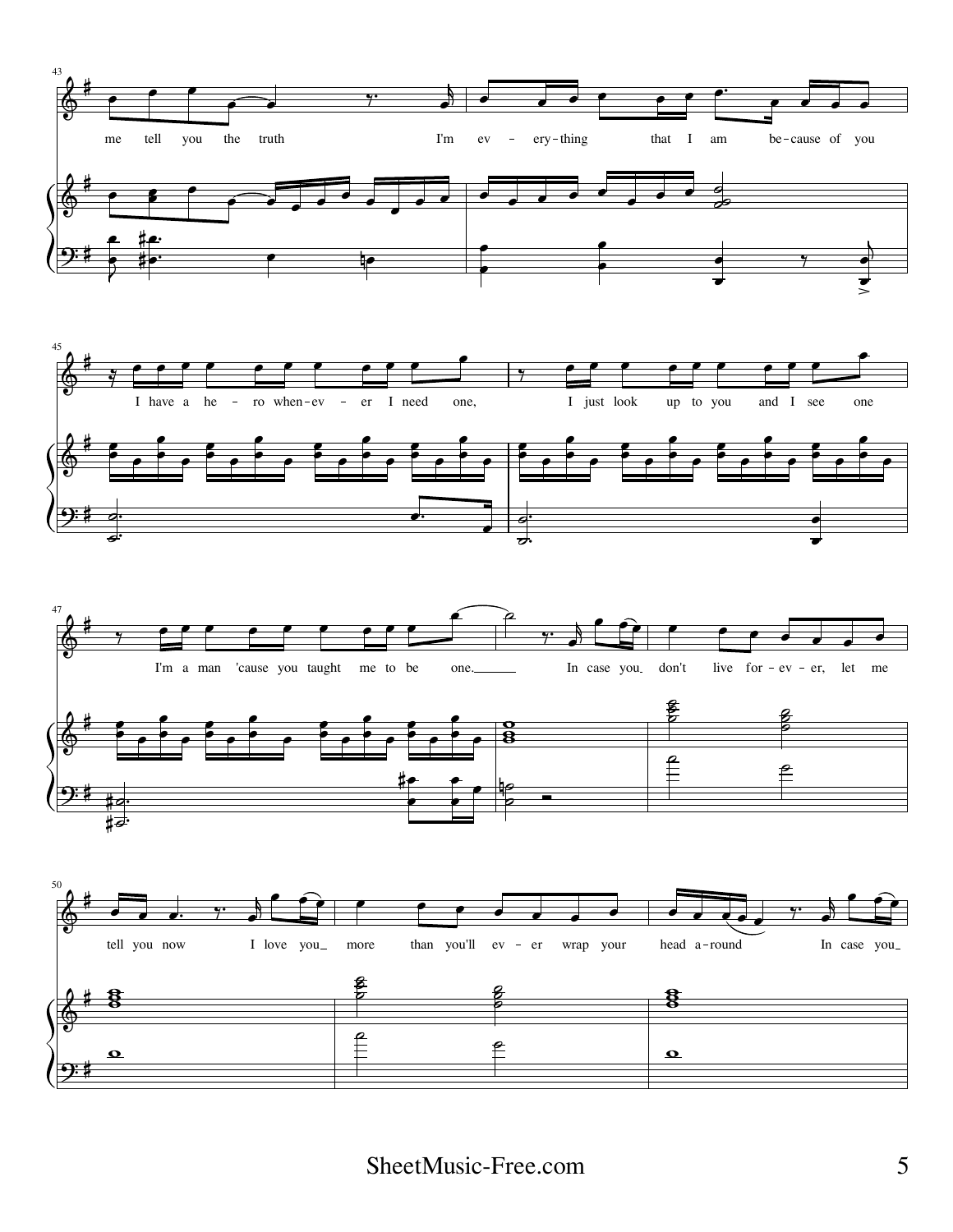43

me tell you the truth I'm ev - ery - thing that I am be - cause of you

45

I have a he - ro when - ev - er I need one, I just look up to you and I see one

47

I'm a man 'cause you taught me to be one. In case you don't live for - ev - er, let me

50

tell you now I love you more than you'll ev - er wrap your head a - round In case you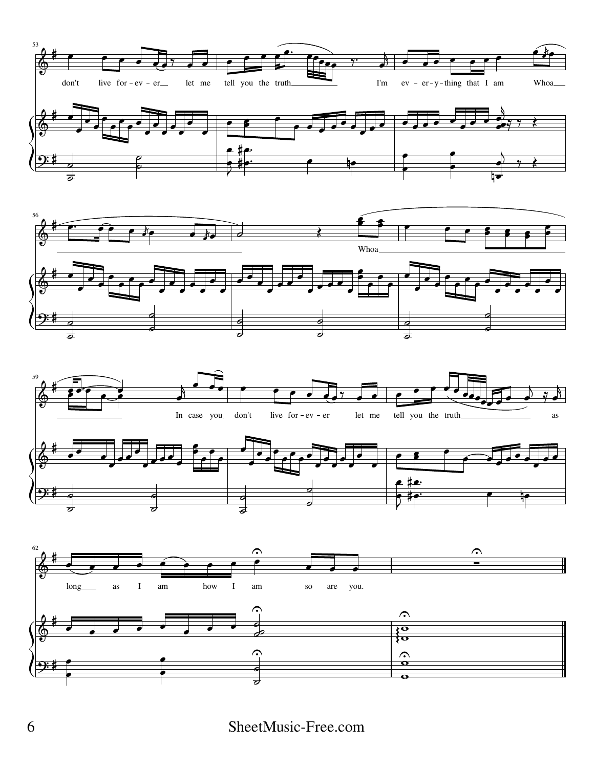53

don't live for - ev - er let me tell you the truth I'm ev - er - y - thing that I am Whoa

56

Whoa

59

In case you don't live for - ev - er let me tell you the truth as

62

long as I am how I am so are you.